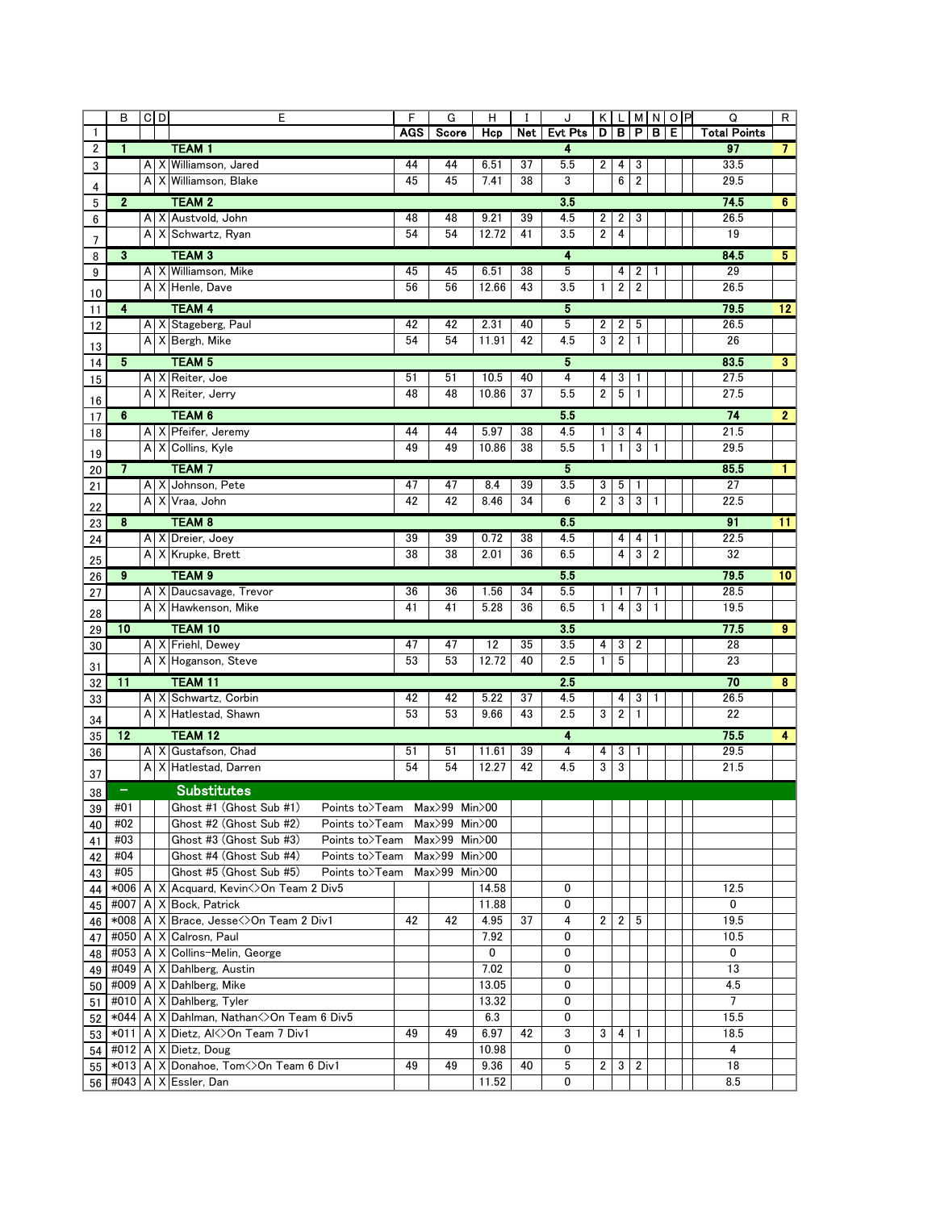| | B | C | D | E | F | G | H | I | J | K | L | M | N | O | P | Q | R |
|---|---|---|---|---|---|---|---|---|---|---|---|---|---|---|---|---|---|
| 1 | | | | | AGS | Score | Hcp | Net | Evt Pts | D | B | P | B | E | | Total Points | |
| 2 | 1 | | | TEAM 1 | | | | | 4 | | | | | | | 97 | 7 |
| 3 | | A | X | Williamson, Jared | 44 | 44 | 6.51 | 37 | 5.5 | 2 | 4 | 3 | | | | 33.5 | |
| 4 | | A | X | Williamson, Blake | 45 | 45 | 7.41 | 38 | 3 | | 6 | 2 | | | | 29.5 | |
| 5 | 2 | | | TEAM 2 | | | | | 3.5 | | | | | | | 74.5 | 6 |
| 6 | | A | X | Austvold, John | 48 | 48 | 9.21 | 39 | 4.5 | 2 | 2 | 3 | | | | 26.5 | |
| 7 | | A | X | Schwartz, Ryan | 54 | 54 | 12.72 | 41 | 3.5 | 2 | 4 | | | | | 19 | |
| 8 | 3 | | | TEAM 3 | | | | | 4 | | | | | | | 84.5 | 5 |
| 9 | | A | X | Williamson, Mike | 45 | 45 | 6.51 | 38 | 5 | | 4 | 2 | 1 | | | 29 | |
| 10 | | A | X | Henle, Dave | 56 | 56 | 12.66 | 43 | 3.5 | 1 | 2 | 2 | | | | 26.5 | |
| 11 | 4 | | | TEAM 4 | | | | | 5 | | | | | | | 79.5 | 12 |
| 12 | | A | X | Stageberg, Paul | 42 | 42 | 2.31 | 40 | 5 | 2 | 2 | 5 | | | | 26.5 | |
| 13 | | A | X | Bergh, Mike | 54 | 54 | 11.91 | 42 | 4.5 | 3 | 2 | 1 | | | | 26 | |
| 14 | 5 | | | TEAM 5 | | | | | 5 | | | | | | | 83.5 | 3 |
| 15 | | A | X | Reiter, Joe | 51 | 51 | 10.5 | 40 | 4 | 4 | 3 | 1 | | | | 27.5 | |
| 16 | | A | X | Reiter, Jerry | 48 | 48 | 10.86 | 37 | 5.5 | 2 | 5 | 1 | | | | 27.5 | |
| 17 | 6 | | | TEAM 6 | | | | | 5.5 | | | | | | | 74 | 2 |
| 18 | | A | X | Pfeifer, Jeremy | 44 | 44 | 5.97 | 38 | 4.5 | 1 | 3 | 4 | | | | 21.5 | |
| 19 | | A | X | Collins, Kyle | 49 | 49 | 10.86 | 38 | 5.5 | 1 | 1 | 3 | 1 | | | 29.5 | |
| 20 | 7 | | | TEAM 7 | | | | | 5 | | | | | | | 85.5 | 1 |
| 21 | | A | X | Johnson, Pete | 47 | 47 | 8.4 | 39 | 3.5 | 3 | 5 | 1 | | | | 27 | |
| 22 | | A | X | Vraa, John | 42 | 42 | 8.46 | 34 | 6 | 2 | 3 | 3 | 1 | | | 22.5 | |
| 23 | 8 | | | TEAM 8 | | | | | 6.5 | | | | | | | 91 | 11 |
| 24 | | A | X | Dreier, Joey | 39 | 39 | 0.72 | 38 | 4.5 | | 4 | 4 | 1 | | | 22.5 | |
| 25 | | A | X | Krupke, Brett | 38 | 38 | 2.01 | 36 | 6.5 | | 4 | 3 | 2 | | | 32 | |
| 26 | 9 | | | TEAM 9 | | | | | 5.5 | | | | | | | 79.5 | 10 |
| 27 | | A | X | Daucsavage, Trevor | 36 | 36 | 1.56 | 34 | 5.5 | | 1 | 7 | 1 | | | 28.5 | |
| 28 | | A | X | Hawkenson, Mike | 41 | 41 | 5.28 | 36 | 6.5 | 1 | 4 | 3 | 1 | | | 19.5 | |
| 29 | 10 | | | TEAM 10 | | | | | 3.5 | | | | | | | 77.5 | 9 |
| 30 | | A | X | Friehl, Dewey | 47 | 47 | 12 | 35 | 3.5 | 4 | 3 | 2 | | | | 28 | |
| 31 | | A | X | Hoganson, Steve | 53 | 53 | 12.72 | 40 | 2.5 | 1 | 5 | | | | | 23 | |
| 32 | 11 | | | TEAM 11 | | | | | 2.5 | | | | | | | 70 | 8 |
| 33 | | A | X | Schwartz, Corbin | 42 | 42 | 5.22 | 37 | 4.5 | | 4 | 3 | 1 | | | 26.5 | |
| 34 | | A | X | Hatlestad, Shawn | 53 | 53 | 9.66 | 43 | 2.5 | 3 | 2 | 1 | | | | 22 | |
| 35 | 12 | | | TEAM 12 | | | | | 4 | | | | | | | 75.5 | 4 |
| 36 | | A | X | Gustafson, Chad | 51 | 51 | 11.61 | 39 | 4 | 4 | 3 | 1 | | | | 29.5 | |
| 37 | | A | X | Hatlestad, Darren | 54 | 54 | 12.27 | 42 | 4.5 | 3 | 3 | | | | | 21.5 | |
| 38 | – | | | Substitutes | | | | | | | | | | | | | |
| 39 | #01 | | | Ghost #1 (Ghost Sub #1) Points to>Team | Max>99 | Min>00 | | | | | | | | | | | |
| 40 | #02 | | | Ghost #2 (Ghost Sub #2) Points to>Team | Max>99 | Min>00 | | | | | | | | | | | |
| 41 | #03 | | | Ghost #3 (Ghost Sub #3) Points to>Team | Max>99 | Min>00 | | | | | | | | | | | |
| 42 | #04 | | | Ghost #4 (Ghost Sub #4) Points to>Team | Max>99 | Min>00 | | | | | | | | | | | |
| 43 | #05 | | | Ghost #5 (Ghost Sub #5) Points to>Team | Max>99 | Min>00 | | | | | | | | | | | |
| 44 | *006 | A | X | Acquard, Kevin<>On Team 2 Div5 | | | 14.58 | | 0 | | | | | | | 12.5 | |
| 45 | #007 | A | X | Bock, Patrick | | | 11.88 | | 0 | | | | | | | 0 | |
| 46 | *008 | A | X | Brace, Jesse<>On Team 2 Div1 | 42 | 42 | 4.95 | 37 | 4 | 2 | 2 | 5 | | | | 19.5 | |
| 47 | #050 | A | X | Calrosn, Paul | | | 7.92 | | 0 | | | | | | | 10.5 | |
| 48 | #053 | A | X | Collins-Melin, George | | | 0 | | 0 | | | | | | | 0 | |
| 49 | #049 | A | X | Dahlberg, Austin | | | 7.02 | | 0 | | | | | | | 13 | |
| 50 | #009 | A | X | Dahlberg, Mike | | | 13.05 | | 0 | | | | | | | 4.5 | |
| 51 | #010 | A | X | Dahlberg, Tyler | | | 13.32 | | 0 | | | | | | | 7 | |
| 52 | *044 | A | X | Dahlman, Nathan<>On Team 6 Div5 | | | 6.3 | | 0 | | | | | | | 15.5 | |
| 53 | *011 | A | X | Dietz, Al<>On Team 7 Div1 | 49 | 49 | 6.97 | 42 | 3 | 3 | 4 | 1 | | | | 18.5 | |
| 54 | #012 | A | X | Dietz, Doug | | | 10.98 | | 0 | | | | | | | 4 | |
| 55 | *013 | A | X | Donahoe, Tom<>On Team 6 Div1 | 49 | 49 | 9.36 | 40 | 5 | 2 | 3 | 2 | | | | 18 | |
| 56 | #043 | A | X | Essler, Dan | | | 11.52 | | 0 | | | | | | | 8.5 | |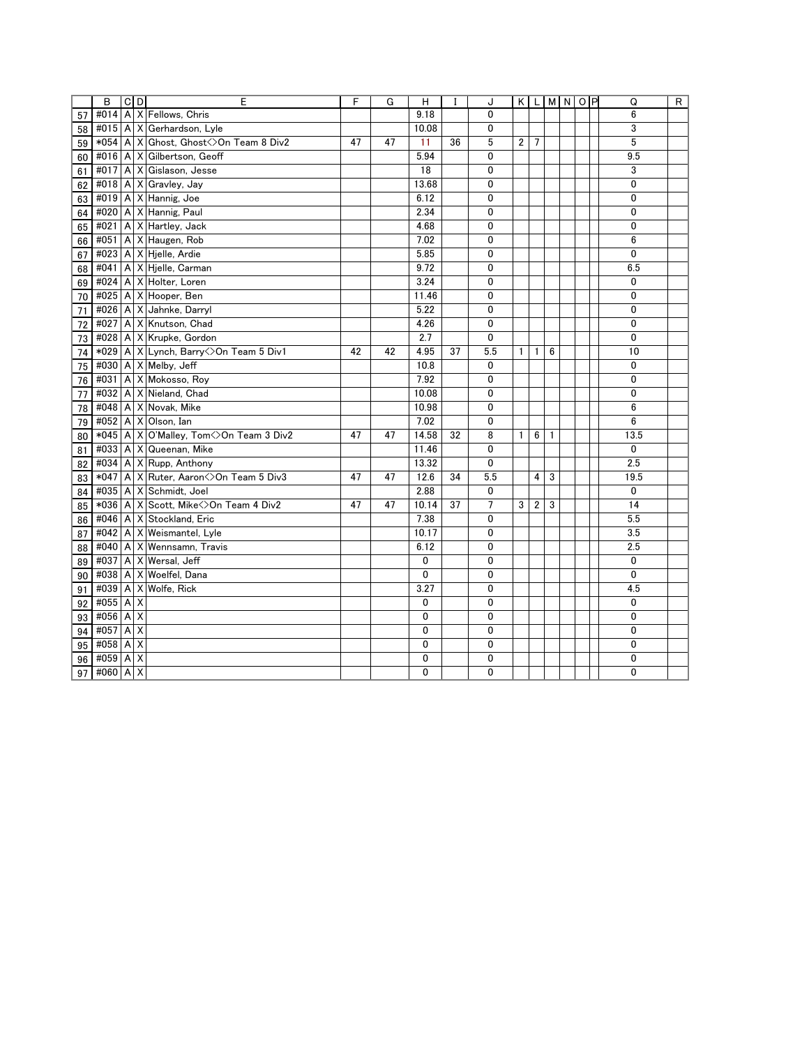| | B | C | D | E | F | G | H | I | J | K | L | M | N | O | P | Q | R |
|---|---|---|---|---|---|---|---|---|---|---|---|---|---|---|---|---|---|
| 57 | #014 | A | X | Fellows, Chris | | | 9.18 | | 0 | | | | | | | 6 | |
| 58 | #015 | A | X | Gerhardson, Lyle | | | 10.08 | | 0 | | | | | | | 3 | |
| 59 | *054 | A | X | Ghost, Ghost<>On Team 8 Div2 | 47 | 47 | 11 | 36 | 5 | 2 | 7 | | | | | 5 | |
| 60 | #016 | A | X | Gilbertson, Geoff | | | 5.94 | | 0 | | | | | | | 9.5 | |
| 61 | #017 | A | X | Gislason, Jesse | | | 18 | | 0 | | | | | | | 3 | |
| 62 | #018 | A | X | Gravley, Jay | | | 13.68 | | 0 | | | | | | | 0 | |
| 63 | #019 | A | X | Hannig, Joe | | | 6.12 | | 0 | | | | | | | 0 | |
| 64 | #020 | A | X | Hannig, Paul | | | 2.34 | | 0 | | | | | | | 0 | |
| 65 | #021 | A | X | Hartley, Jack | | | 4.68 | | 0 | | | | | | | 0 | |
| 66 | #051 | A | X | Haugen, Rob | | | 7.02 | | 0 | | | | | | | 6 | |
| 67 | #023 | A | X | Hjelle, Ardie | | | 5.85 | | 0 | | | | | | | 0 | |
| 68 | #041 | A | X | Hjelle, Carman | | | 9.72 | | 0 | | | | | | | 6.5 | |
| 69 | #024 | A | X | Holter, Loren | | | 3.24 | | 0 | | | | | | | 0 | |
| 70 | #025 | A | X | Hooper, Ben | | | 11.46 | | 0 | | | | | | | 0 | |
| 71 | #026 | A | X | Jahnke, Darryl | | | 5.22 | | 0 | | | | | | | 0 | |
| 72 | #027 | A | X | Knutson, Chad | | | 4.26 | | 0 | | | | | | | 0 | |
| 73 | #028 | A | X | Krupke, Gordon | | | 2.7 | | 0 | | | | | | | 0 | |
| 74 | *029 | A | X | Lynch, Barry<>On Team 5 Div1 | 42 | 42 | 4.95 | 37 | 5.5 | 1 | 1 | 6 | | | | 10 | |
| 75 | #030 | A | X | Melby, Jeff | | | 10.8 | | 0 | | | | | | | 0 | |
| 76 | #031 | A | X | Mokosso, Roy | | | 7.92 | | 0 | | | | | | | 0 | |
| 77 | #032 | A | X | Nieland, Chad | | | 10.08 | | 0 | | | | | | | 0 | |
| 78 | #048 | A | X | Novak, Mike | | | 10.98 | | 0 | | | | | | | 6 | |
| 79 | #052 | A | X | Olson, Ian | | | 7.02 | | 0 | | | | | | | 6 | |
| 80 | *045 | A | X | O'Malley, Tom<>On Team 3 Div2 | 47 | 47 | 14.58 | 32 | 8 | 1 | 6 | 1 | | | | 13.5 | |
| 81 | #033 | A | X | Queenan, Mike | | | 11.46 | | 0 | | | | | | | 0 | |
| 82 | #034 | A | X | Rupp, Anthony | | | 13.32 | | 0 | | | | | | | 2.5 | |
| 83 | *047 | A | X | Ruter, Aaron<>On Team 5 Div3 | 47 | 47 | 12.6 | 34 | 5.5 | | 4 | 3 | | | | 19.5 | |
| 84 | #035 | A | X | Schmidt, Joel | | | 2.88 | | 0 | | | | | | | 0 | |
| 85 | *036 | A | X | Scott, Mike<>On Team 4 Div2 | 47 | 47 | 10.14 | 37 | 7 | 3 | 2 | 3 | | | | 14 | |
| 86 | #046 | A | X | Stockland, Eric | | | 7.38 | | 0 | | | | | | | 5.5 | |
| 87 | #042 | A | X | Weismantel, Lyle | | | 10.17 | | 0 | | | | | | | 3.5 | |
| 88 | #040 | A | X | Wennsamn, Travis | | | 6.12 | | 0 | | | | | | | 2.5 | |
| 89 | #037 | A | X | Wersal, Jeff | | | 0 | | 0 | | | | | | | 0 | |
| 90 | #038 | A | X | Woelfel, Dana | | | 0 | | 0 | | | | | | | 0 | |
| 91 | #039 | A | X | Wolfe, Rick | | | 3.27 | | 0 | | | | | | | 4.5 | |
| 92 | #055 | A | X | | | | 0 | | 0 | | | | | | | 0 | |
| 93 | #056 | A | X | | | | 0 | | 0 | | | | | | | 0 | |
| 94 | #057 | A | X | | | | 0 | | 0 | | | | | | | 0 | |
| 95 | #058 | A | X | | | | 0 | | 0 | | | | | | | 0 | |
| 96 | #059 | A | X | | | | 0 | | 0 | | | | | | | 0 | |
| 97 | #060 | A | X | | | | 0 | | 0 | | | | | | | 0 | |